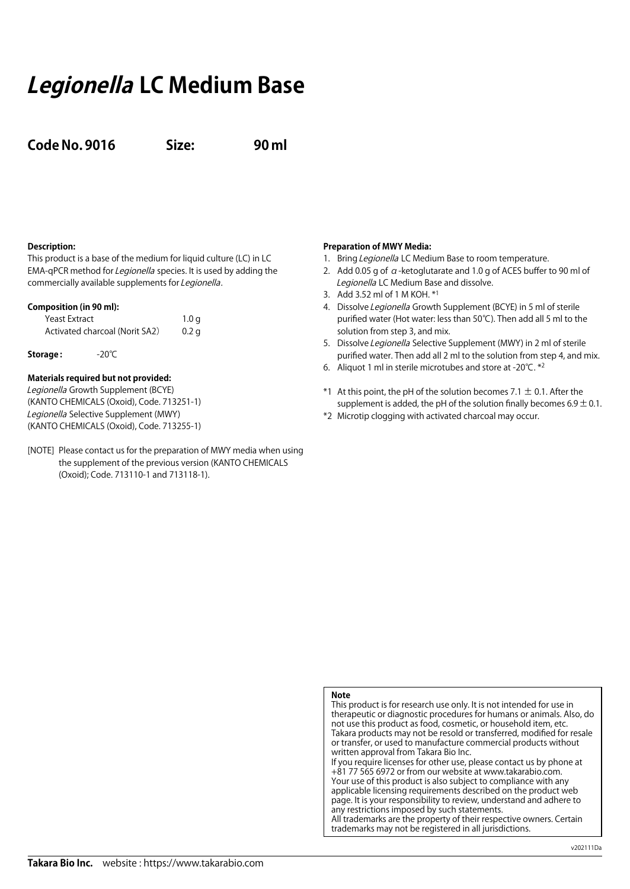# *Legionella* LC Medium Base

**Code No. 9016　　Size:　　90 ml**

**Description:**

This product is a base of the medium for liquid culture (LC) in LC EMA-qPCR method for *Legionella* species. It is used by adding the commercially available supplements for *Legionella*.

**Composition (in 90 ml):**

| | |
|---|---|
| Yeast Extract | 1.0 g |
| Activated charcoal (Norit SA2) | 0.2 g |

**Storage :**　-20℃

**Materials required but not provided:**

*Legionella* Growth Supplement (BCYE)
(KANTO CHEMICALS (Oxoid), Code. 713251-1)
*Legionella* Selective Supplement (MWY)
(KANTO CHEMICALS (Oxoid), Code. 713255-1)

[NOTE] Please contact us for the preparation of MWY media when using the supplement of the previous version (KANTO CHEMICALS (Oxoid); Code. 713110-1 and 713118-1).

**Preparation of MWY Media:**

1. Bring *Legionella* LC Medium Base to room temperature.
2. Add 0.05 g of $\alpha$-ketoglutarate and 1.0 g of ACES buffer to 90 ml of *Legionella* LC Medium Base and dissolve.
3. Add 3.52 ml of 1 M KOH. *1
4. Dissolve *Legionella* Growth Supplement (BCYE) in 5 ml of sterile purified water (Hot water: less than 50℃). Then add all 5 ml to the solution from step 3, and mix.
5. Dissolve *Legionella* Selective Supplement (MWY) in 2 ml of sterile purified water. Then add all 2 ml to the solution from step 4, and mix.
6. Aliquot 1 ml in sterile microtubes and store at -20℃. *2

*1 At this point, the pH of the solution becomes 7.1 ± 0.1. After the supplement is added, the pH of the solution finally becomes 6.9 ± 0.1.

*2 Microtip clogging with activated charcoal may occur.

**Note**

This product is for research use only. It is not intended for use in therapeutic or diagnostic procedures for humans or animals. Also, do not use this product as food, cosmetic, or household item, etc.
Takara products may not be resold or transferred, modified for resale or transfer, or used to manufacture commercial products without written approval from Takara Bio Inc.
If you require licenses for other use, please contact us by phone at +81 77 565 6972 or from our website at www.takarabio.com.
Your use of this product is also subject to compliance with any applicable licensing requirements described on the product web page. It is your responsibility to review, understand and adhere to any restrictions imposed by such statements.
All trademarks are the property of their respective owners. Certain trademarks may not be registered in all jurisdictions.

v202111Da

**Takara Bio Inc.**　website : https://www.takarabio.com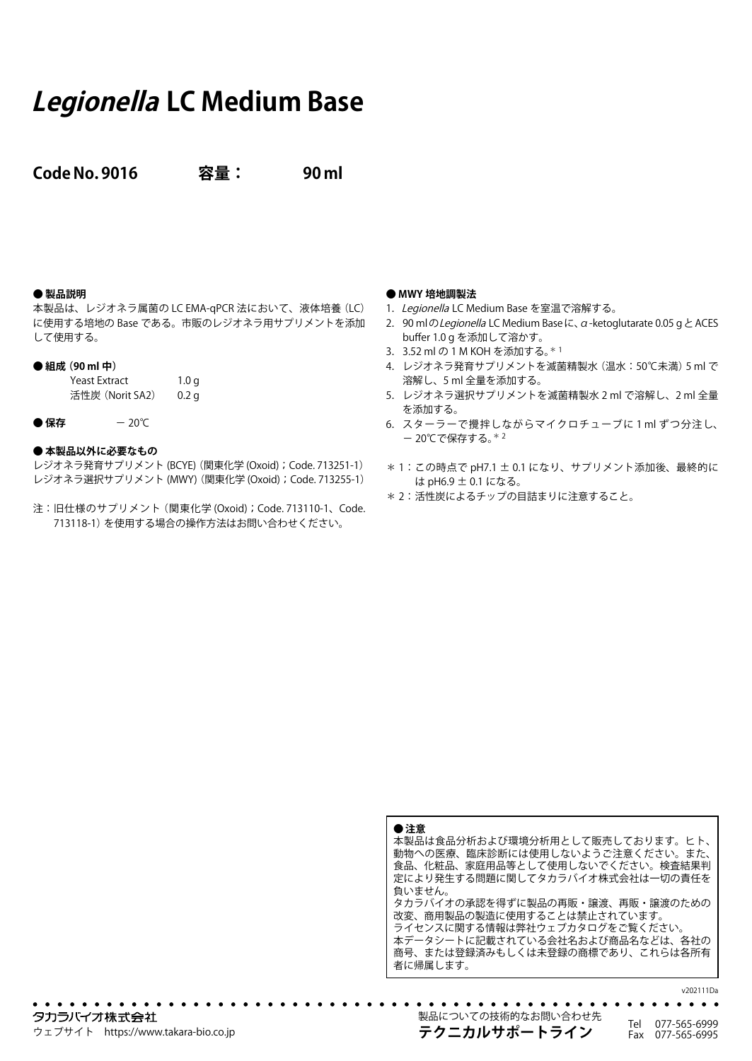# *Legionella* LC Medium Base

**Code No. 9016　　容量：　　90 ml**

● **製品説明**

本製品は、レジオネラ属菌の LC EMA-qPCR 法において、液体培養（LC）に使用する培地の Base である。市販のレジオネラ用サプリメントを添加して使用する。

● **組成（90 ml 中）**

| | |
|---|---|
| Yeast Extract | 1.0 g |
| 活性炭（Norit SA2） | 0.2 g |

● **保存**　　－ 20℃

● **本製品以外に必要なもの**

レジオネラ発育サプリメント (BCYE)（関東化学 (Oxoid)；Code. 713251-1）
レジオネラ選択サプリメント (MWY)（関東化学 (Oxoid)；Code. 713255-1）

注：旧仕様のサプリメント（関東化学 (Oxoid)；Code. 713110-1、Code. 713118-1）を使用する場合の操作方法はお問い合わせください。

● **MWY 培地調製法**

1. *Legionella* LC Medium Base を室温で溶解する。
2. 90 ml の *Legionella* LC Medium Base に、α-ketoglutarate 0.05 g と ACES buffer 1.0 g を添加して溶かす。
3. 3.52 ml の 1 M KOH を添加する。＊1
4. レジオネラ発育サプリメントを滅菌精製水（温水：50℃未満）5 ml で溶解し、5 ml 全量を添加する。
5. レジオネラ選択サプリメントを滅菌精製水 2 ml で溶解し、2 ml 全量を添加する。
6. スターラーで攪拌しながらマイクロチューブに 1 ml ずつ分注し、－ 20℃で保存する。＊2

＊1：この時点で pH7.1 ± 0.1 になり、サプリメント添加後、最終的には pH6.9 ± 0.1 になる。
＊2：活性炭によるチップの目詰まりに注意すること。

● **注意**

本製品は食品分析および環境分析用として販売しております。ヒト、動物への医療、臨床診断には使用しないようご注意ください。また、食品、化粧品、家庭用品等として使用しないでください。検査結果判定により発生する問題に関してタカラバイオ株式会社は一切の責任を負いません。
タカラバイオの承認を得ずに製品の再販・譲渡、再販・譲渡のための改変、商用製品の製造に使用することは禁止されています。
ライセンスに関する情報は弊社ウェブカタログをご覧ください。
本データシートに記載されている会社名および商品名などは、各社の商号、または登録済みもしくは未登録の商標であり、これらは各所有者に帰属します。

v202111Da

タカラバイオ株式会社
ウェブサイト　https://www.takara-bio.co.jp

製品についての技術的なお問い合わせ先
**テクニカルサポートライン**　Tel 077-565-6999　Fax 077-565-6995